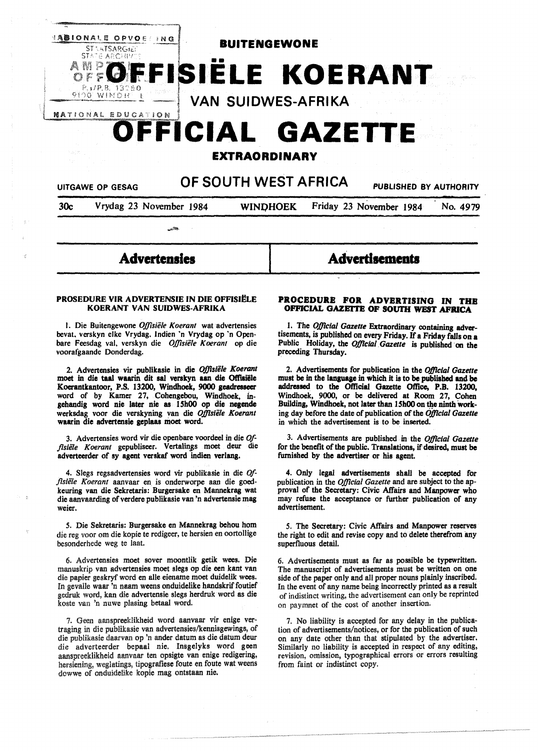# BUITENGEWONE

# OFFISIËLE KOERANT

## VAN SUIDWES-AFRIKA

# OFFICIAL GAZETTE

## EXTRAORDINARY

UITGAWE OP GESAG — **OF SOUTH WEST AFRICA** — PUBLISHED BY AUTHORITY

30c — Vrydag 23 November 1984 — WINDHOEK — Friday 23 November 1984 — No. 4979

# Advertensies

## PROSEDURE VIR ADVERTENSIE IN DIE OFFISIËLE KOERANT VAN SUIDWES-AFRIKA

1. Die Buitengewone *Offisiële Koerant* wat advertensies bevat, verskyn elke Vrydag. Indien 'n Vrydag op 'n Openbare Feesdag val, verskyn die *Offisiële Koerant* op die voorafgaande Donderdag.

2. Advertensies vir publikasie in die *Offisiële Koerant* **moet in die taal waarin dit sal verskyn aan die Offisiële Koerantkantoor, P.S. 13200, Windhoek, 9000 geadresseer** word of by Kamer 27, Cohengebou, Windhoek, ingehandig word nie later nie as 15h00 op die negende werksdag voor die verskyning van die *Offisiële Koerant* **waarin die advertensie geplaas moet word.**

3. Advertensies word vir die openbare voordeel in die *Offisiële Koerant* gepubliseer. Vertalings moet deur die adverteerder of sy agent verskaf word indien verlang.

4. Slegs regsadvertensies word vir publikasie in die *Offisiële Koerant* aanvaar en is onderworpe aan die goedkeuring van die Sekretaris: Burgersake en Mannekrag wat die aanvaarding of verdere publikasie van 'n advertensie mag weier.

5. Die Sekretaris: Burgersake en Mannekrag behou hom die reg voor om die kopie te redigeer, te hersien en oortollige besonderhede weg te laat.

6. Advertensies moet sover moontlik getik wees. Die manuskrip van advertensies moet slegs op die een kant van die papier geskryf word en alle eiename moet duidelik wees. In gevalle waar 'n naam weens onduidelike handskrif foutief gedruk word, kan die advertensie slegs herdruk word as die koste van 'n nuwe plasing betaal word.

7. Geen aanspreeklikheid word aanvaar vir enige vertraging in die publikasie van advertensies/kennisgewings, of die publikasie daarvan op 'n ander datum as die datum deur die adverteerder bepaal nie. Insgelyks word geen aanspreeklikheid aanvaar ten opsigte van enige redigering, hersiening, weglatings, tipografiese foute en foute wat weens dowwe of onduidelike kopie mag ontstaan nie.

# Advertisements

## PROCEDURE FOR ADVERTISING IN THE OFFICIAL GAZETTE OF SOUTH WEST AFRICA

1. The *Official Gazette* Extraordinary containing advertisements, is published on every Friday. If a Friday falls on a Public Holiday, the *Official Gazette* is published on the preceding Thursday.

2. Advertisements for publication in the *Official Gazette* **must be in the language in which it is to be published and be addressed to the Official Gazette Office, P.B. 13200, Windhoek, 9000, or be delivered at Room 27, Cohen Building, Windhoek, not later than 15h00 on the ninth working day before the date of publication of the *Official Gazette*** in which the advertisement is to be inserted.

3. Advertisements are published in the *Official Gazette* for the benefit of the public. Translations, if desired, must be furnished by the advertiser or his agent.

4. Only legal advertisements shall be accepted for publication in the *Official Gazette* and are subject to the approval of the Secretary: Civic Affairs and Manpower who may refuse the acceptance or further publication of any advertisement.

5. The Secretary: Civic Affairs and Manpower reserves the right to edit and revise copy and to delete therefrom any superfluous detail.

6. Advertisements must as far as possible be typewritten. The manuscript of advertisements must be written on one side of the paper only and all proper nouns plainly inscribed. In the event of any name being incorrectly printed as a result of indistinct writing, the advertisement can only be reprinted on paymnet of the cost of another insertion.

7. No liability is accepted for any delay in the publication of advertisements/notices, or for the publication of such on any date other than that stipulated by the advertiser. Similarly no liability is accepted in respect of any editing, revision, omission, typographical errors or errors resulting from faint or indistinct copy.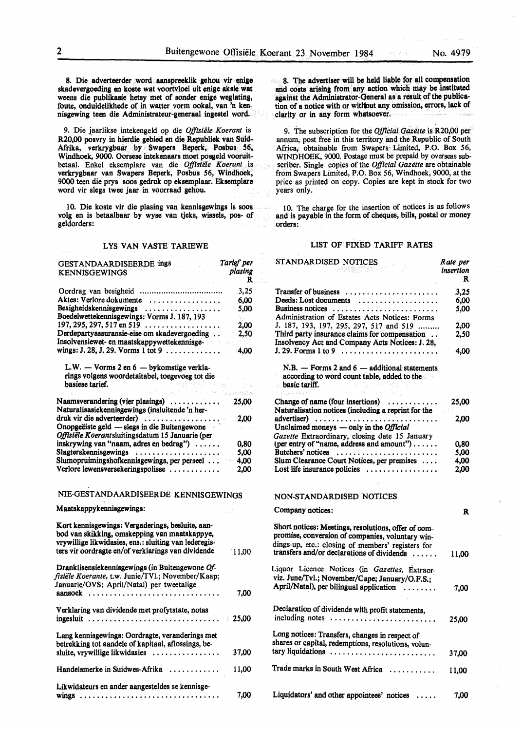8. Die adverteerder word aanspreeklik gehou vir enige skadevergoeding en koste wat voortvloei uit enige aksie wat weens die publikasie hetsy met of sonder enige weglating, foute, onduidelikhede of in watter vorm ookal, van 'n kennisgewing teen die Administrateur-generaal ingestel word.

9. Die jaarlikse intekengeld op die *Offisiële Koerant* is R20,00 posvry in hierdie gebied en die Republiek van Suid-Afrika, verkrygbaar by Swapers Beperk, Posbus 56, Windhoek, 9000. Oorsese intekenaars moet posgeld vooruitbetaal. Enkel eksemplare van die *Offisiële Koerant* is verkrygbaar van Swapers Beperk, Posbus 56, Windhoek, 9000 teen die prys soos gedruk op eksemplaar. Eksemplare word vir slegs twee jaar in voorraad gehou.

10. Die koste vir die plasing van kennisgewings is soos volg en is betaalbaar by wyse van tjeks, wissels, pos- of geldorders:

## LYS VAN VASTE TARIEWE

| GESTANDAARDISEERDE ings KENNISGEWINGS | Tarief per plasing R |
|---|---|
| Oordrag van besigheid | 3,25 |
| Aktes: Verlore dokumente | 6,00 |
| Besigheidskennisgewings | 5,00 |
| Boedelwettekennisgewings: Vorms J. 187, 193 197, 295, 297, 517 en 519 | 2,00 |
| Derdepartyassuransie-eise om skadevergoeding | 2,50 |
| Insolvensiewet- en maatskappywettekennisgewings: J. 28, J. 29. Vorms 1 tot 9 | 4,00 |
| L.W. — Vorms 2 en 6 — bykomstige verklarings volgens woordetaltabel, toegevoeg tot die basiese tarief. | |
| Naamsverandering (vier plasings) | 25,00 |
| Naturalisasiekennisgewings (insluitende 'n herdruk vir die adverteerder) | 2,00 |
| Onopgeëiste geld — slegs in die Buitengewone *Offisiële Koerant* sluitingsdatum 15 Januarie (per inskrywing van "naam, adres en bedrag") | 0,80 |
| Slagterskennisgewings | 5,00 |
| Slumopruimingshofkennisgewings, per perseel | 4,00 |
| Verlore lewensversekeringspolisse | 2,00 |

## NIE-GESTANDAARDISEERDE KENNISGEWINGS

| Maatskappykennisgewings: | |
|---|---|
| Kort kennisgewings: Vergaderings, besluite, aanbod van skikking, omskepping van maatskappye, vrywillige likwidasies, ens.: sluiting van lederegisters vir oordragte en/of verklarings van dividende | 11,00 |
| Dranklisensiekennisgewings (in Buitengewone *Offisiële Koerante*, t.w. Junie/TVl.; November/Kaap; Januarie/OVS; April/Natal) per tweetalige aansoek | 7,00 |
| Verklaring van dividende met profytstate, notas ingesluit | 25,00 |
| Lang kennisgewings: Oordragte, veranderings met betrekking tot aandele of kapitaal, aflossings, besluite, vrywillige likwidasies | 37,00 |
| Handelsmerke in Suidwes-Afrika | 11,00 |
| Likwidateurs en ander aangesteldes se kennisgewings | 7,00 |

8. The advertiser will be held liable for all compensation and costs arising from any action which may be instituted against the Administrator-General as a result of the publication of a notice with or without any omission, errors, lack of clarity or in any form whatsoever.

9. The subscription for the *Official Gazette* is R20,00 per annum, post free in this territory and the Republic of South Africa, obtainable from Swapers Limited, P.O. Box 56, WINDHOEK, 9000. Postage must be prepaid by overseas subscriber. Single copies of the *Official Gazette* are obtainable from Swapers Limited, P.O. Box 56, Windhoek, 9000, at the price as printed on copy. Copies are kept in stock for two years only.

10. The charge for the insertion of notices is as follows and is payable in the form of cheques, bills, postal or money orders:

## LIST OF FIXED TARIFF RATES

| STANDARDISED NOTICES | Rate per insertion R |
|---|---|
| Transfer of business | 3,25 |
| Deeds: Lost documents | 6,00 |
| Business notices | 5,00 |
| Administration of Estates Acts Notices: Forms J. 187, 193, 197, 295, 297, 517 and 519 | 2,00 |
| Third party insurance claims for compensation | 2,50 |
| Insolvency Act and Company Acts Notices: J. 28, J. 29. Forms 1 to 9 | 4,00 |
| N.B. — Forms 2 and 6 — additional statements according to word count table, added to the basic tariff. | |
| Change of name (four insertions) | 25,00 |
| Naturalisation notices (including a reprint for the advertiser) | 2,00 |
| Unclaimed moneys — only in the *Official Gazette* Extraordinary, closing date 15 January (per entry of "name, address and amount") | 0,80 |
| Butchers' notices | 5,00 |
| Slum Clearance Court Notices, per premises | 4,00 |
| Lost life insurance policies | 2,00 |

## NON-STANDARDISED NOTICES

| Company notices: | R |
|---|---|
| Short notices: Meetings, resolutions, offer of compromise, conversion of companies, voluntary windings-up, etc.: closing of members' registers for transfers and/or declarations of dividends | 11,00 |
| Liquor Licence Notices (in *Gazettes*, Extraor- viz. June/Tvl.; November/Cape; January/O.F.S.; April/Natal), per bilingual application | 7,00 |
| Declaration of dividends with profit statements, including notes | 25,00 |
| Long notices: Transfers, changes in respect of shares or capital, redemptions, resolutions, voluntary liquidations | 37,00 |
| Trade marks in South West Africa | 11,00 |
| Liquidators' and other appointees' notices | 7,00 |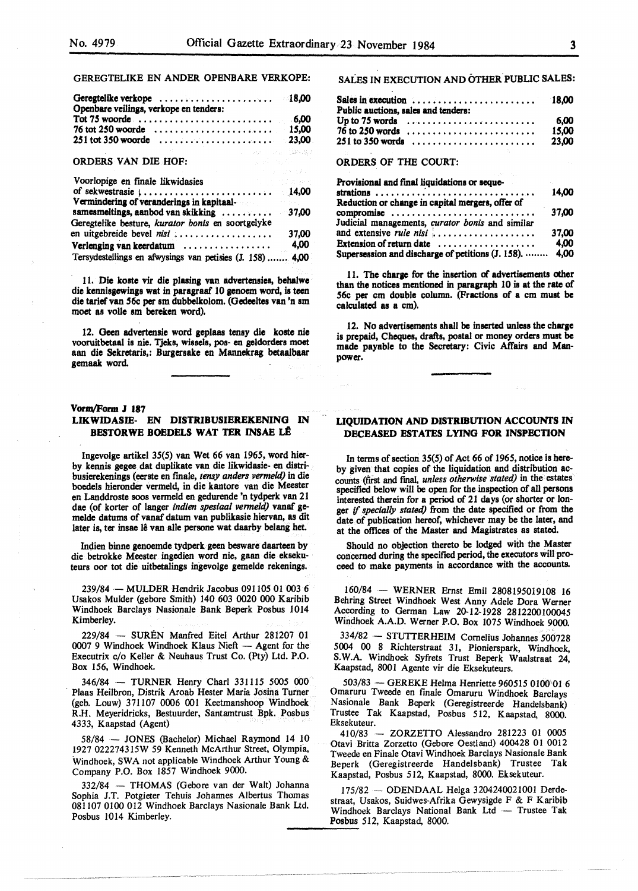GEREGTELIKE EN ANDER OPENBARE VERKOPE:

| | |
|---|---|
| Geregtelike verkope | 18,00 |
| Openbare veilings, verkope en tenders: | |
| Tot 75 woorde | 6,00 |
| 76 tot 250 woorde | 15,00 |
| 251 tot 350 woorde | 23,00 |

ORDERS VAN DIE HOF:

| | |
|---|---|
| Voorlopige en finale likwidasies of sekwestrasie | 14,00 |
| Vermindering of veranderings in kapitaalsamesmeltings, aanbod van skikking | 37,00 |
| Geregtelike besture, *kurator bonis* en soortgelyke en uitgebreide bevel *nisi* | 37,00 |
| Verlenging van keerdatum | 4,00 |
| Tersydestellings en afwysings van petisies (J. 158) | 4,00 |

11. Die koste vir die plasing van advertensies, behalwe die kennisgewings wat in paragraaf 10 genoem word, is teen die tarief van 56c per sm dubbelkolom. (Gedeeltes van 'n sm moet as volle sm bereken word).

12. Geen advertensie word geplaas tensy die koste nie vooruitbetaal is nie. Tjeks, wissels, pos- en geldorders moet aan die Sekretaris,: Burgersake en Mannekrag betaalbaar gemaak word.

SALES IN EXECUTION AND OTHER PUBLIC SALES:

| | |
|---|---|
| Sales in execution | 18,00 |
| Public auctions, sales and tenders: | |
| Up to 75 words | 6,00 |
| 76 to 250 words | 15,00 |
| 251 to 350 words | 23,00 |

ORDERS OF THE COURT:

| | |
|---|---|
| Provisional and final liquidations or sequestrations | 14,00 |
| Reduction or change in capital mergers, offer of compromise | 37,00 |
| Judicial managements, *curator bonis* and similar and extensive *rule nisi* | 37,00 |
| Extension of return date | 4,00 |
| Supersession and discharge of petitions (J. 158) | 4,00 |

11. The charge for the insertion of advertisements other than the notices mentioned in paragraph 10 is at the rate of 56c per cm double column. (Fractions of a cm must be calculated as a cm).

12. No advertisements shall be inserted unless the charge is prepaid. Cheques, drafts, postal or money orders must be made payable to the Secretary: Civic Affairs and Manpower.

**Vorm/Form J 187**

## LIKWIDASIE- EN DISTRIBUSIEREKENING IN BESTORWE BOEDELS WAT TER INSAE LÊ

Ingevolge artikel 35(5) van Wet 66 van 1965, word hierby kennis gegee dat duplikate van die likwidasie- en distribusierekenings (eerste en finale, *tensy anders vermeld)* in die boedels hieronder vermeld, in die kantore van die Meester en Landdroste soos vermeld en gedurende 'n tydperk van 21 dae (of korter of langer *indien spesiaal vermeld)* vanaf gemelde datums of vanaf datum van publikasie hiervan, as dit later is, ter insae lê van alle persone wat daarby belang het.

Indien binne genoemde tydperk geen besware daarteen by die betrokke Meester ingedien word nie, gaan die eksekuteurs oor tot die uitbetalings ingevolge gemelde rekenings.

239/84 — MULDER Hendrik Jacobus 091105 01 003 6 Usakos Mulder (gebore Smith) 140 603 0020 000 Karibib Windhoek Barclays Nasionale Bank Beperk Posbus 1014 Kimberley.

229/84 — SURÉN Manfred Eitel Arthur 281207 01 0007 9 Windhoek Windhoek Klaus Nieft — Agent for the Executrix c/o Keller & Neuhaus Trust Co. (Pty) Ltd. P.O. Box 156, Windhoek.

346/84 — TURNER Henry Charl 331115 5005 000 Plaas Heilbron, Distrik Aroab Hester Maria Josina Turner (geb. Louw) 371107 0006 001 Keetmanshoop Windhoek R.H. Meyeridricks, Bestuurder, Santamtrust Bpk. Posbus 4333, Kaapstad (Agent)

58/84 — JONES (Bachelor) Michael Raymond 14 10 1927 022274315W 59 Kenneth McArthur Street, Olympia, Windhoek, SWA not applicable Windhoek Arthur Young & Company P.O. Box 1857 Windhoek 9000.

332/84 — THOMAS (Gebore van der Walt) Johanna Sophia J.T. Potgieter Tehuis Johannes Albertus Thomas 081107 0100 012 Windhoek Barclays Nasionale Bank Ltd. Posbus 1014 Kimberley.

## LIQUIDATION AND DISTRIBUTION ACCOUNTS IN DECEASED ESTATES LYING FOR INSPECTION

In terms of section 35(5) of Act 66 of 1965, notice is hereby given that copies of the liquidation and distribution accounts (first and final, *unless otherwise stated)* in the estates specified below will be open for the inspection of all persons interested therein for a period of 21 days (or shorter or longer *if specially stated)* from the date specified or from the date of publication hereof, whichever may be the later, and at the offices of the Master and Magistrates as stated.

Should no objection thereto be lodged with the Master concerned during the specified period, the executors will proceed to make payments in accordance with the accounts.

160/84 — WERNER Ernst Emil 2808195019108 16 Behring Street Windhoek West Anny Adele Dora Werner According to German Law 20-12-1928 2812200100045 Windhoek A.A.D. Werner P.O. Box 1075 Windhoek 9000.

334/82 — STUTTERHEIM Cornelius Johannes 500728 5004 00 8 Richterstraat 31, Pionierspark, Windhoek, S.W.A. Windhoek Syfrets Trust Beperk Waalstraat 24, Kaapstad, 8001 Agente vir die Eksekuteurs.

503/83 — GEREKE Helma Henriette 960515 0100 01 6 Omaruru Tweede en finale Omaruru Windhoek Barclays Nasionale Bank Beperk (Geregistreerde Handelsbank) Trustee Tak Kaapstad, Posbus 512, Kaapstad, 8000. Eksekuteur.

410/83 — ZORZETTO Alessandro 281223 01 0005 Otavi Britta Zorzetto (Gebore Oestland) 400428 01 0012 Tweede en Finale Otavi Windhoek Barclays Nasionale Bank Beperk (Geregistreerde Handelsbank) Trustee Tak Kaapstad, Posbus 512, Kaapstad, 8000. Eksekuteur.

175/82 — ODENDAAL Helga 3204240021001 Derdestraat, Usakos, Suidwes-Afrika Gewysigde F & F Karibib Windhoek Barclays National Bank Ltd — Trustee Tak Posbus 512, Kaapstad, 8000.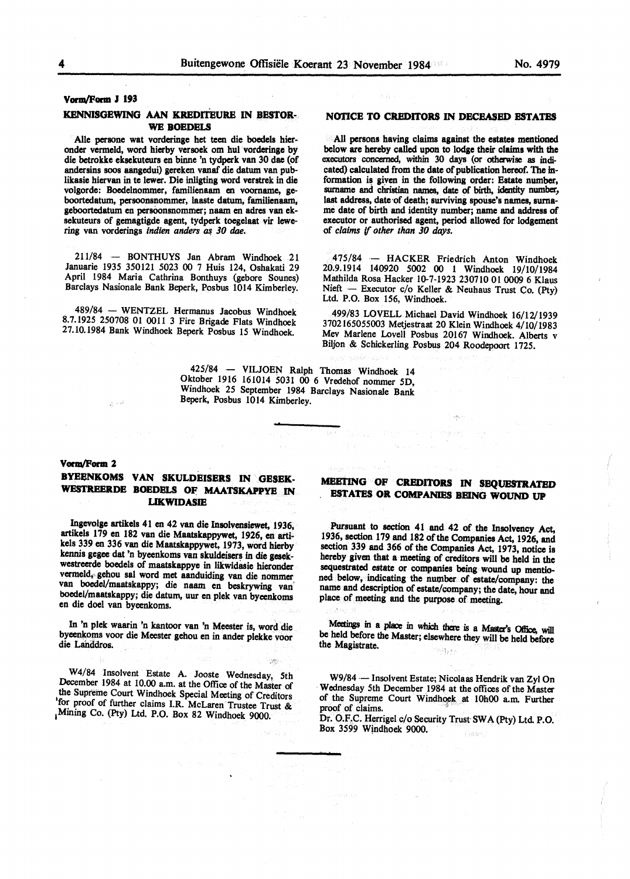## Vorm/Form J 193

### KENNISGEWING AAN KREDITEURE IN BESTORWE BOEDELS

Alle persone wat vorderinge het teen die boedels hieronder vermeld, word hierby versoek om hul vorderinge by die betrokke eksekuteurs en binne 'n tydperk van 30 dae (of andersins soos aangedui) gereken vanaf die datum van publikasie hiervan in te lewer. Die inligting word verstrek in die volgorde: Boedelnommer, familienaam en voorname, geboortedatum, persoonsnommer, laaste datum, familienaam, geboortedatum en persoonsnommer; naam en adres van eksekuteurs of gemagtigde agent, tydperk toegelaat vir lewering van vorderings *indien anders as 30 dae.*

211/84 — BONTHUYS Jan Abram Windhoek 21 Januarie 1935 350121 5023 00 7 Huis 124, Oshakati 29 April 1984 Maria Cathrina Bonthuys (gebore Sounes) Barclays Nasionale Bank Beperk, Posbus 1014 Kimberley.

489/84 — WENTZEL Hermanus Jacobus Windhoek 8.7.1925 250708 01 0011 3 Fire Brigade Flats Windhoek 27.10.1984 Bank Windhoek Beperk Posbus 15 Windhoek.

### NOTICE TO CREDITORS IN DECEASED ESTATES

All persons having claims against the estates mentioned below are hereby called upon to lodge their claims with the executors concerned, within 30 days (or otherwise as indicated) calculated from the date of publication hereof. The information is given in the following order: Estate number, surname and christian names, date of birth, identity number, last address, date of death; surviving spouse's names, surname date of birth and identity number; name and address of executor or authorised agent, period allowed for lodgement of *claims if other than 30 days.*

475/84 — HACKER Friedrich Anton Windhoek 20.9.1914 140920 5002 00 1 Windhoek 19/10/1984 Mathilda Rosa Hacker 10-7-1923 230710 01 0009 6 Klaus Nieft — Executor c/o Keller & Neuhaus Trust Co. (Pty) Ltd. P.O. Box 156, Windhoek.

499/83 LOVELL Michael David Windhoek 16/12/1939 3702165055003 Metjestraat 20 Klein Windhoek 4/10/1983 Mev Marlene Lovell Posbus 20167 Windhoek. Alberts v Biljon & Schickerling Posbus 204 Roodepoort 1725.

425/84 — VILJOEN Ralph Thomas Windhoek 14 Oktober 1916 161014 5031 00 6 Vredehof nommer 5D, Windhoek 25 September 1984 Barclays Nasionale Bank Beperk, Posbus 1014 Kimberley.

---

## Vorm/Form 2

### BYEENKOMS VAN SKULDEISERS IN GESEKWESTREERDE BOEDELS OF MAATSKAPPYE IN LIKWIDASIE

Ingevolge artikels 41 en 42 van die Insolvensiewet, 1936, artikels 179 en 182 van die Maatskappywet, 1926, en artikels 339 en 336 van die Maatskappywet, 1973, word hierby kennis gegee dat 'n byeenkoms van skuldeisers in die gesekwestreerde boedels of maatskappye in likwidasie hieronder vermeld, gehou sal word met aanduiding van die nommer van boedel/maatskappy; die naam en beskrywing van boedel/maatskappy; die datum, uur en plek van byeenkoms en die doel van byeenkoms.

In 'n plek waarin 'n kantoor van 'n Meester is, word die byeenkoms voor die Meester gehou en in ander plekke voor die Landdros.

W4/84 Insolvent Estate A. Jooste Wednesday, 5th December 1984 at 10.00 a.m. at the Office of the Master of the Supreme Court Windhoek Special Meeting of Creditors for proof of further claims I.R. McLaren Trustee Trust & Mining Co. (Pty) Ltd. P.O. Box 82 Windhoek 9000.

### MEETING OF CREDITORS IN SEQUESTRATED ESTATES OR COMPANIES BEING WOUND UP

Pursuant to section 41 and 42 of the Insolvency Act, 1936, section 179 and 182 of the Companies Act, 1926, and section 339 and 366 of the Companies Act, 1973, notice is hereby given that a meeting of creditors will be held in the sequestrated estate or companies being wound up mentioned below, indicating the number of estate/company: the name and description of estate/company; the date, hour and place of meeting and the purpose of meeting.

Meetings in a place in which there is a Master's Office, will be held before the Master; elsewhere they will be held before the Magistrate.

W9/84 — Insolvent Estate; Nicolaas Hendrik van Zyl On Wednesday 5th December 1984 at the offices of the Master of the Supreme Court Windhoek at 10h00 a.m. Further proof of claims.
Dr. O.F.C. Herrigel c/o Security Trust SWA (Pty) Ltd. P.O. Box 3599 Windhoek 9000.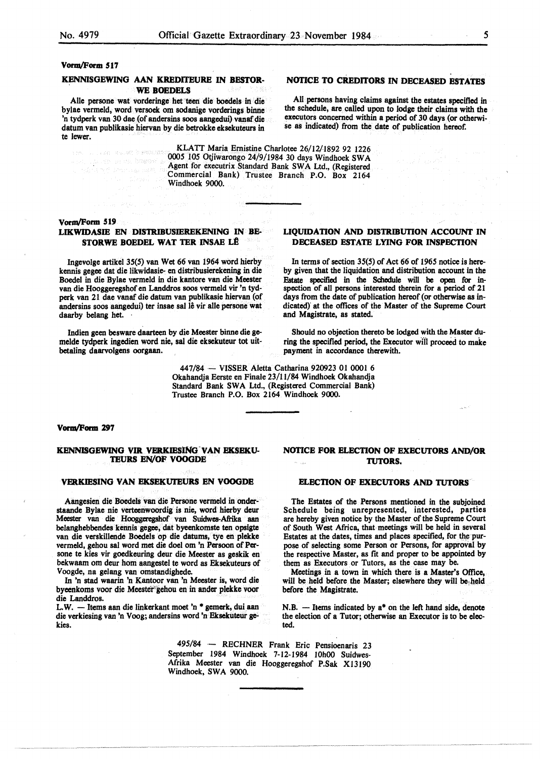**Vorm/Form 517**

## KENNISGEWING AAN KREDITEURE IN BESTORWE BOEDELS

Alle persone wat vorderinge het teen die boedels in die bylae vermeld, word versoek om sodanige vorderings binne 'n tydperk van 30 dae (of andersins soos aangedui) vanaf die datum van publikasie hiervan by die betrokke eksekuteurs in te lewer.

## NOTICE TO CREDITORS IN DECEASED ESTATES

All persons having claims against the estates specified in the schedule, are called upon to lodge their claims with the executors concerned within a period of 30 days (or otherwise as indicated) from the date of publication hereof.

KLATT Maria Ernistine Charlotee 26/12/1892 92 1226 0005 105 Otjiwarongo 24/9/1984 30 days Windhoek SWA Agent for executrix Standard Bank SWA Ltd., (Registered Commercial Bank) Trustee Branch P.O. Box 2164 Windhoek 9000.

---

**Vorm/Form 519**

## LIKWIDASIE EN DISTRIBUSIEREKENING IN BESTORWE BOEDEL WAT TER INSAE LÊ

Ingevolge artikel 35(5) van Wet 66 van 1964 word hierby kennis gegee dat die likwidasie- en distribusierekening in die Boedel in die Bylae vermeld in die kantore van die Meester van die Hooggeregshof en Landdros soos vermeld vir 'n tydperk van 21 dae vanaf die datum van publikasie hiervan (of andersins soos aangedui) ter insae sal lê vir alle persone wat daarby belang het.

Indien geen besware daarteen by die Meester binne die gemelde tydperk ingedien word nie, sal die eksekuteur tot uitbetaling daarvolgens oorgaan.

## LIQUIDATION AND DISTRIBUTION ACCOUNT IN DECEASED ESTATE LYING FOR INSPECTION

In terms of section 35(5) of Act 66 of 1965 notice is hereby given that the liquidation and distribution account in the Estate specified in the Schedule will be open for inspection of all persons interested therein for a period of 21 days from the date of publication hereof (or otherwise as indicated) at the offices of the Master of the Supreme Court and Magistrate, as stated.

Should no objection thereto be lodged with the Master during the specified period, the Executor will proceed to make payment in accordance therewith.

447/84 — VISSER Aletta Catharina 920923 01 0001 6 Okahandja Eerste en Finale 23/11/84 Windhoek Okahandja Standard Bank SWA Ltd., (Registered Commercial Bank) Trustee Branch P.O. Box 2164 Windhoek 9000.

---

**Vorm/Form 297**

## KENNISGEWING VIR VERKIESING VAN EKSEKUTEURS EN/OF VOOGDE

### VERKIESING VAN EKSEKUTEURS EN VOOGDE

Aangesien die Boedels van die Persone vermeld in onderstaande Bylae nie verteenwoordig is nie, word hierby deur Meester van die Hooggeregshof van Suidwes-Afrika aan belanghebbendes kennis gegee, dat byeenkomste ten opsigte van die verskillende Boedels op die datums, tye en plekke vermeld, gehou sal word met die doel om 'n Persoon of Persone te kies vir goedkeuring deur die Meester as geskik en bekwaam om deur hom aangestel te word as Eksekuteurs of Voogde, na gelang van omstandighede.

In 'n stad waarin 'n Kantoor van 'n Meester is, word die byeenkoms voor die Meester gehou en in ander plekke voor die Landdros.

L.W. — Items aan die linkerkant moet 'n * gemerk, dui aan die verkiesing van 'n Voog; andersins word 'n Eksekuteur gekies.

## NOTICE FOR ELECTION OF EXECUTORS AND/OR TUTORS.

### ELECTION OF EXECUTORS AND TUTORS

The Estates of the Persons mentioned in the subjoined Schedule being unrepresented, interested, parties are hereby given notice by the Master of the Supreme Court of South West Africa, that meetings will be held in several Estates at the dates, times and places specified, for the purpose of selecting some Person or Persons, for approval by the respective Master, as fit and proper to be appointed by them as Executors or Tutors, as the case may be.

Meetings in a town in which there is a Master's Office, will be held before the Master; elsewhere they will be held before the Magistrate.

N.B. — Items indicated by a* on the left hand side, denote the election of a Tutor; otherwise an Executor is to be elected.

495/84 — RECHNER Frank Eric Pensioenaris 23 September 1984 Windhoek 7-12-1984 10h00 Suidwes-Afrika Meester van die Hooggeregshof P.Sak X13190 Windhoek, SWA 9000.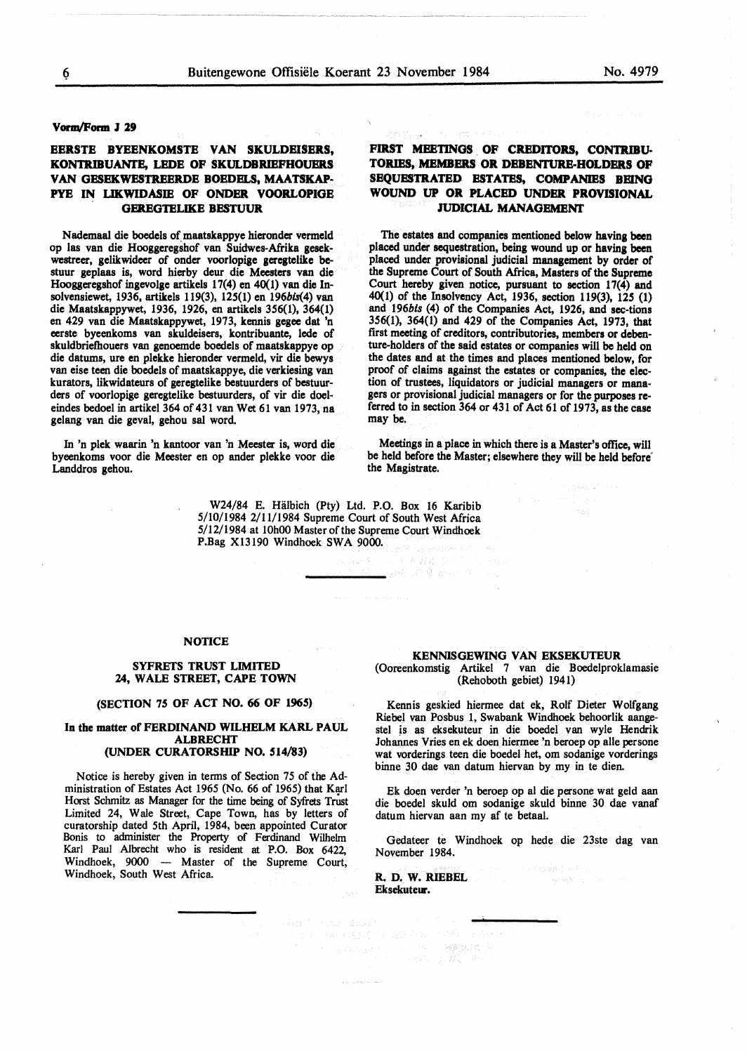**Vorm/Form J 29**

## EERSTE BYEENKOMSTE VAN SKULDEISERS, KONTRIBUANTE, LEDE OF SKULDBRIEFHOUERS VAN GESEKWESTREERDE BOEDELS, MAATSKAPPYE IN LIKWIDASIE OF ONDER VOORLOPIGE GEREGTELIKE BESTUUR

Nademaal die boedels of maatskappye hieronder vermeld op las van die Hooggeregshof van Suidwes-Afrika gesekwestreer, gelikwideer of onder voorlopige geregtelike bestuur geplaas is, word hierby deur die Meesters van die Hooggeregshof ingevolge artikels 17(4) en 40(1) van die Insolvensiewet, 1936, artikels 119(3), 125(1) en 196*bis*(4) van die Maatskappywet, 1936, 1926, en artikels 356(1), 364(1) en 429 van die Maatskappywet, 1973, kennis gegee dat 'n eerste byeenkoms van skuldeisers, kontribuante, lede of skuldbriefhouers van genoemde boedels of maatskappye op die datums, ure en plekke hieronder vermeld, vir die bewys van eise teen die boedels of maatskappye, die verkiesing van kurators, likwidateurs of geregtelike bestuurders of bestuurders of voorlopige geregtelike bestuurders, of vir die doeleindes bedoel in artikel 364 of 431 van Wet 61 van 1973, na gelang van die geval, gehou sal word.

In 'n plek waarin 'n kantoor van 'n Meester is, word die byeenkoms voor die Meester en op ander plekke voor die Landdros gehou.

## FIRST MEETINGS OF CREDITORS, CONTRIBUTORIES, MEMBERS OR DEBENTURE-HOLDERS OF SEQUESTRATED ESTATES, COMPANIES BEING WOUND UP OR PLACED UNDER PROVISIONAL JUDICIAL MANAGEMENT

The estates and companies mentioned below having been placed under sequestration, being wound up or having been placed under provisional judicial management by order of the Supreme Court of South Africa, Masters of the Supreme Court hereby given notice, pursuant to section 17(4) and 40(1) of the Insolvency Act, 1936, section 119(3), 125 (1) and 196*bis* (4) of the Companies Act, 1926, and sec-tions 356(1), 364(1) and 429 of the Companies Act, 1973, that first meeting of creditors, contributories, members or debenture-holders of the said estates or companies will be held on the dates and at the times and places mentioned below, for proof of claims against the estates or companies, the election of trustees, liquidators or judicial managers or managers or provisional judicial managers or for the purposes referred to in section 364 or 431 of Act 61 of 1973, as the case may be.

Meetings in a place in which there is a Master's office, will be held before the Master; elsewhere they will be held before the Magistrate.

W24/84 E. Hälbich (Pty) Ltd. P.O. Box 16 Karibib 5/10/1984 2/11/1984 Supreme Court of South West Africa 5/12/1984 at 10h00 Master of the Supreme Court Windhoek P.Bag X13190 Windhoek SWA 9000.

---

### NOTICE

**SYFRETS TRUST LIMITED**
**24, WALE STREET, CAPE TOWN**

**(SECTION 75 OF ACT NO. 66 OF 1965)**

**In the matter of FERDINAND WILHELM KARL PAUL ALBRECHT**
**(UNDER CURATORSHIP NO. 514/83)**

Notice is hereby given in terms of Section 75 of the Administration of Estates Act 1965 (No. 66 of 1965) that Karl Horst Schmitz as Manager for the time being of Syfrets Trust Limited 24, Wale Street, Cape Town, has by letters of curatorship dated 5th April, 1984, been appointed Curator Bonis to administer the Property of Ferdinand Wilhelm Karl Paul Albrecht who is resident at P.O. Box 6422, Windhoek, 9000 — Master of the Supreme Court, Windhoek, South West Africa.

---

### KENNISGEWING VAN EKSEKUTEUR

(Ooreenkomstig Artikel 7 van die Boedelproklamasie (Rehoboth gebiet) 1941)

Kennis geskied hiermee dat ek, Rolf Dieter Wolfgang Riebel van Posbus 1, Swabank Windhoek behoorlik aangestel is as eksekuteur in die boedel van wyle Hendrik Johannes Vries en ek doen hiermee 'n beroep op alle persone wat vorderings teen die boedel het, om sodanige vorderings binne 30 dae van datum hiervan by my in te dien.

Ek doen verder 'n beroep op al die persone wat geld aan die boedel skuld om sodanige skuld binne 30 dae vanaf datum hiervan aan my af te betaal.

Gedateer te Windhoek op hede die 23ste dag van November 1984.

**R. D. W. RIEBEL**
**Eksekuteur.**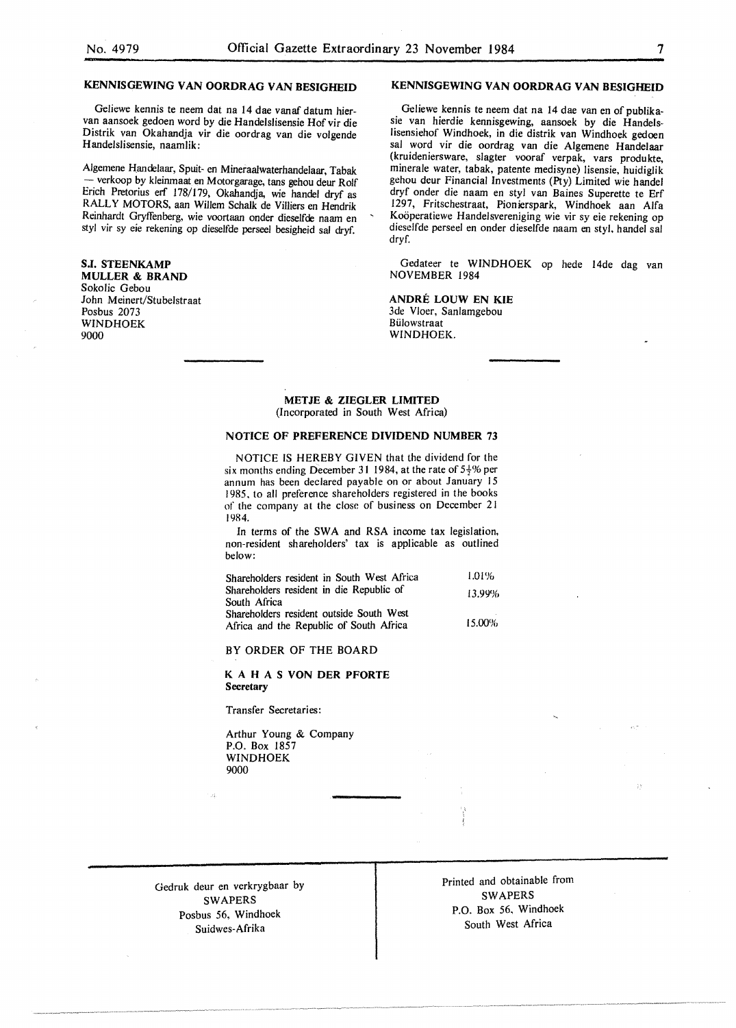## KENNISGEWING VAN OORDRAG VAN BESIGHEID

Geliewe kennis te neem dat na 14 dae vanaf datum hiervan aansoek gedoen word by die Handelslisensie Hof vir die Distrik van Okahandja vir die oordrag van die volgende Handelslisensie, naamlik:

Algemene Handelaar, Spuit- en Mineraalwaterhandelaar, Tabak — verkoop by kleinmaat en Motorgarage, tans gehou deur Rolf Erich Pretorius erf 178/179, Okahandja, wie handel dryf as RALLY MOTORS, aan Willem Schalk de Villiers en Hendrik Reinhardt Gryffenberg, wie voortaan onder dieselfde naam en styl vir sy eie rekening op dieselfde perseel besigheid sal dryf.

**S.I. STEENKAMP**
**MULLER & BRAND**
Sokolic Gebou
John Meinert/Stubelstraat
Posbus 2073
WINDHOEK
9000

## KENNISGEWING VAN OORDRAG VAN BESIGHEID

Geliewe kennis te neem dat na 14 dae van en of publikasie van hierdie kennisgewing, aansoek by die Handelslisensiehof Windhoek, in die distrik van Windhoek gedoen sal word vir die oordrag van die Algemene Handelaar (kruideniersware, slagter vooraf verpak, vars produkte, minerale water, tabak, patente medisyne) lisensie, huidiglik gehou deur Financial Investments (Pty) Limited wie handel dryf onder die naam en styl van Baines Superette te Erf 1297, Fritschestraat, Pionierspark, Windhoek aan Alfa Koöperatiewe Handelsvereniging wie vir sy eie rekening op dieselfde perseel en onder dieselfde naam en styl, handel sal dryf.

Gedateer te WINDHOEK op hede 14de dag van NOVEMBER 1984

**ANDRÉ LOUW EN KIE**
3de Vloer, Sanlamgebou
Bülowstraat
WINDHOEK.

## METJE & ZIEGLER LIMITED

(Incorporated in South West Africa)

### NOTICE OF PREFERENCE DIVIDEND NUMBER 73

NOTICE IS HEREBY GIVEN that the dividend for the six months ending December 31 1984, at the rate of $5\frac{1}{2}$% per annum has been declared payable on or about January 15 1985, to all preference shareholders registered in the books of the company at the close of business on December 21 1984.

In terms of the SWA and RSA income tax legislation, non-resident shareholders' tax is applicable as outlined below:

| | |
|---|---|
| Shareholders resident in South West Africa | 1.01% |
| Shareholders resident in die Republic of South Africa | 13.99% |
| Shareholders resident outside South West Africa and the Republic of South Africa | 15.00% |

BY ORDER OF THE BOARD

**K A H A S VON DER PFORTE**
**Secretary**

Transfer Secretaries:

Arthur Young & Company
P.O. Box 1857
WINDHOEK
9000

Gedruk deur en verkrygbaar by
SWAPERS
Posbus 56, Windhoek
Suidwes-Afrika

Printed and obtainable from
SWAPERS
P.O. Box 56, Windhoek
South West Africa